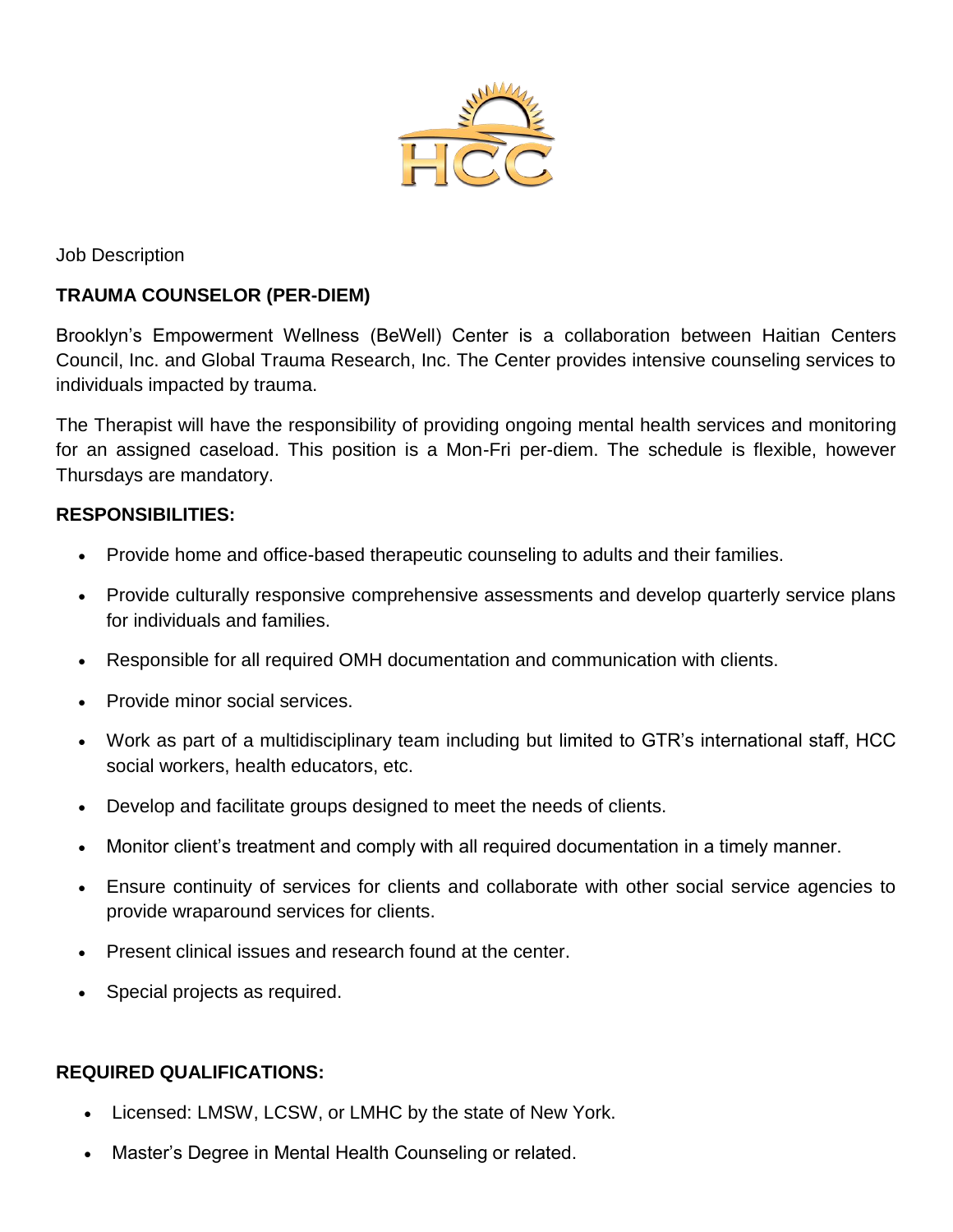Job Description

## TRAUMA COUNSELOR (PER-DIEM)

Brooklyn's Empowerment Wellness (BeWell) Center is a collaboration between Haitian Centers Council, Inc. and Global Trauma Research, Inc. The Center provides intensive counseling services to individuals impacted by trauma.

The Therapist will have the responsibility of providing ongoing mental health services and monitoring for an assigned caseload. This position is a Mon-Fri per-diem. The schedule is flexible, however Thursdays are mandatory.

### RESPONSIBILITIES:

- Provide home and office-based therapeutic counseling to adults and their families.
- Provide culturally responsive comprehensive assessments and develop quarterly service plans for individuals and families.
- Responsible for all required OMH documentation and communication with clients.
- Provide minor social services.
- Work as part of a multidisciplinary team including but limited to GTR's international staff, HCC social workers, health educators, etc.
- Develop and facilitate groups designed to meet the needs of clients.
- Monitor client's treatment and comply with all required documentation in a timely manner.
- Ensure continuity of services for clients and collaborate with other social service agencies to provide wraparound services for clients.
- Present clinical issues and research found at the center.
- Special projects as required.

### REQUIRED QUALIFICATIONS:

- Licensed: LMSW, LCSW, or LMHC by the state of New York.
- Master's Degree in Mental Health Counseling or related.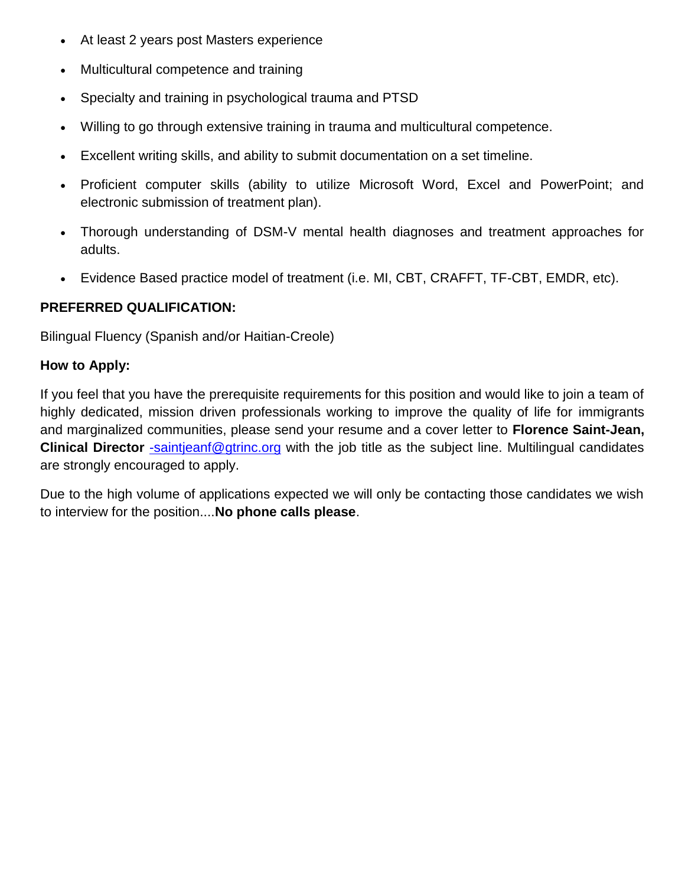- At least 2 years post Masters experience
- Multicultural competence and training
- Specialty and training in psychological trauma and PTSD
- Willing to go through extensive training in trauma and multicultural competence.
- Excellent writing skills, and ability to submit documentation on a set timeline.
- Proficient computer skills (ability to utilize Microsoft Word, Excel and PowerPoint; and electronic submission of treatment plan).
- Thorough understanding of DSM-V mental health diagnoses and treatment approaches for adults.
- Evidence Based practice model of treatment (i.e. MI, CBT, CRAFFT, TF-CBT, EMDR, etc).

**PREFERRED QUALIFICATION:**

Bilingual Fluency (Spanish and/or Haitian-Creole)

**How to Apply:**

If you feel that you have the prerequisite requirements for this position and would like to join a team of highly dedicated, mission driven professionals working to improve the quality of life for immigrants and marginalized communities, please send your resume and a cover letter to **Florence Saint-Jean, Clinical Director** -saintjeanf@gtrinc.org with the job title as the subject line. Multilingual candidates are strongly encouraged to apply.

Due to the high volume of applications expected we will only be contacting those candidates we wish to interview for the position....**No phone calls please**.